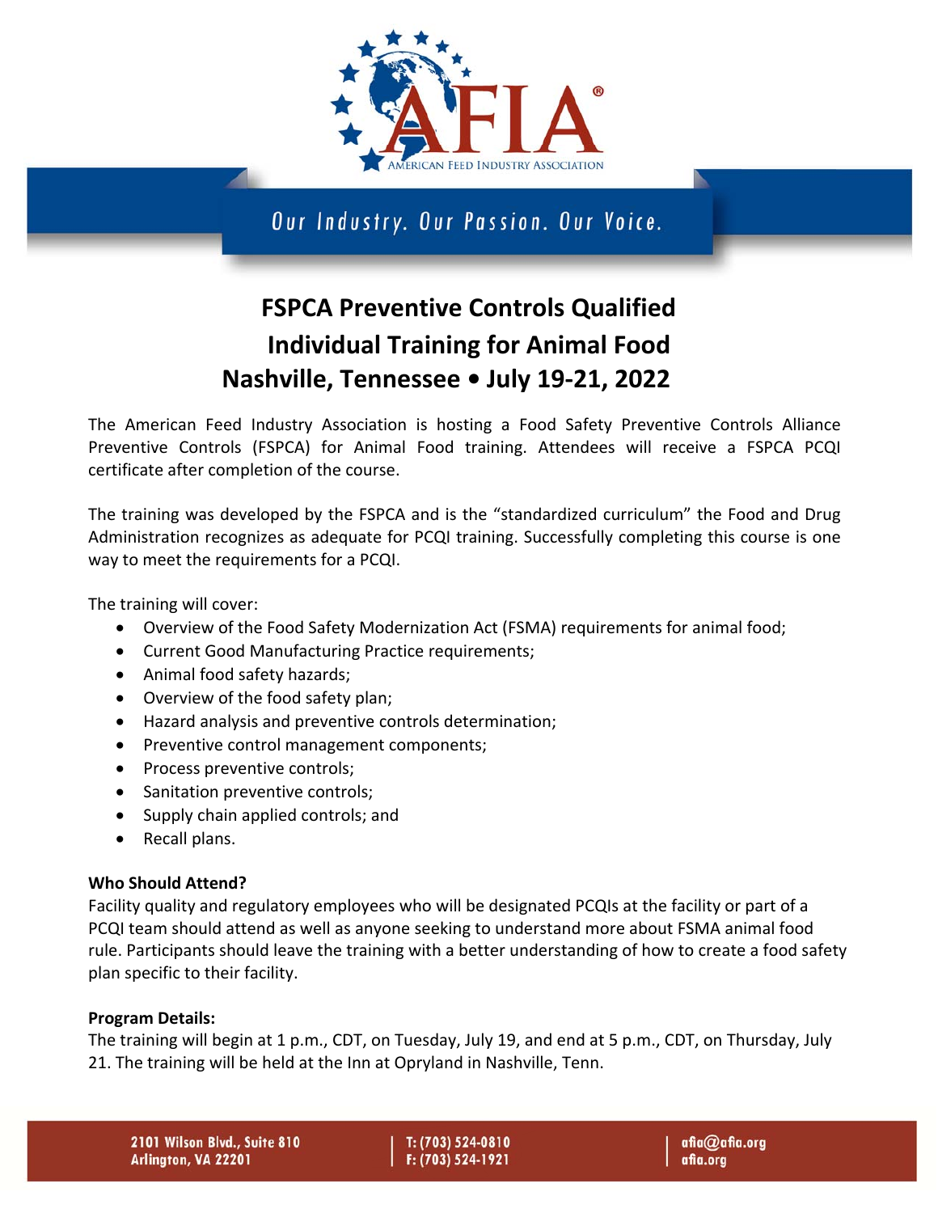AMERICAN FEED INDUSTRY ASSOCIATION

*Our Industry. Our Passion. Our Voice.*

# FSPCA Preventive Controls Qualified Individual Training for Animal Food
# Nashville, Tennessee • July 19-21, 2022

The American Feed Industry Association is hosting a Food Safety Preventive Controls Alliance Preventive Controls (FSPCA) for Animal Food training. Attendees will receive a FSPCA PCQI certificate after completion of the course.

The training was developed by the FSPCA and is the "standardized curriculum" the Food and Drug Administration recognizes as adequate for PCQI training. Successfully completing this course is one way to meet the requirements for a PCQI.

The training will cover:

- Overview of the Food Safety Modernization Act (FSMA) requirements for animal food;
- Current Good Manufacturing Practice requirements;
- Animal food safety hazards;
- Overview of the food safety plan;
- Hazard analysis and preventive controls determination;
- Preventive control management components;
- Process preventive controls;
- Sanitation preventive controls;
- Supply chain applied controls; and
- Recall plans.

**Who Should Attend?**
Facility quality and regulatory employees who will be designated PCQIs at the facility or part of a PCQI team should attend as well as anyone seeking to understand more about FSMA animal food rule. Participants should leave the training with a better understanding of how to create a food safety plan specific to their facility.

**Program Details:**
The training will begin at 1 p.m., CDT, on Tuesday, July 19, and end at 5 p.m., CDT, on Thursday, July 21. The training will be held at the Inn at Opryland in Nashville, Tenn.

2101 Wilson Blvd., Suite 810
Arlington, VA 22201

T: (703) 524-0810
F: (703) 524-1921

afia@afia.org
afia.org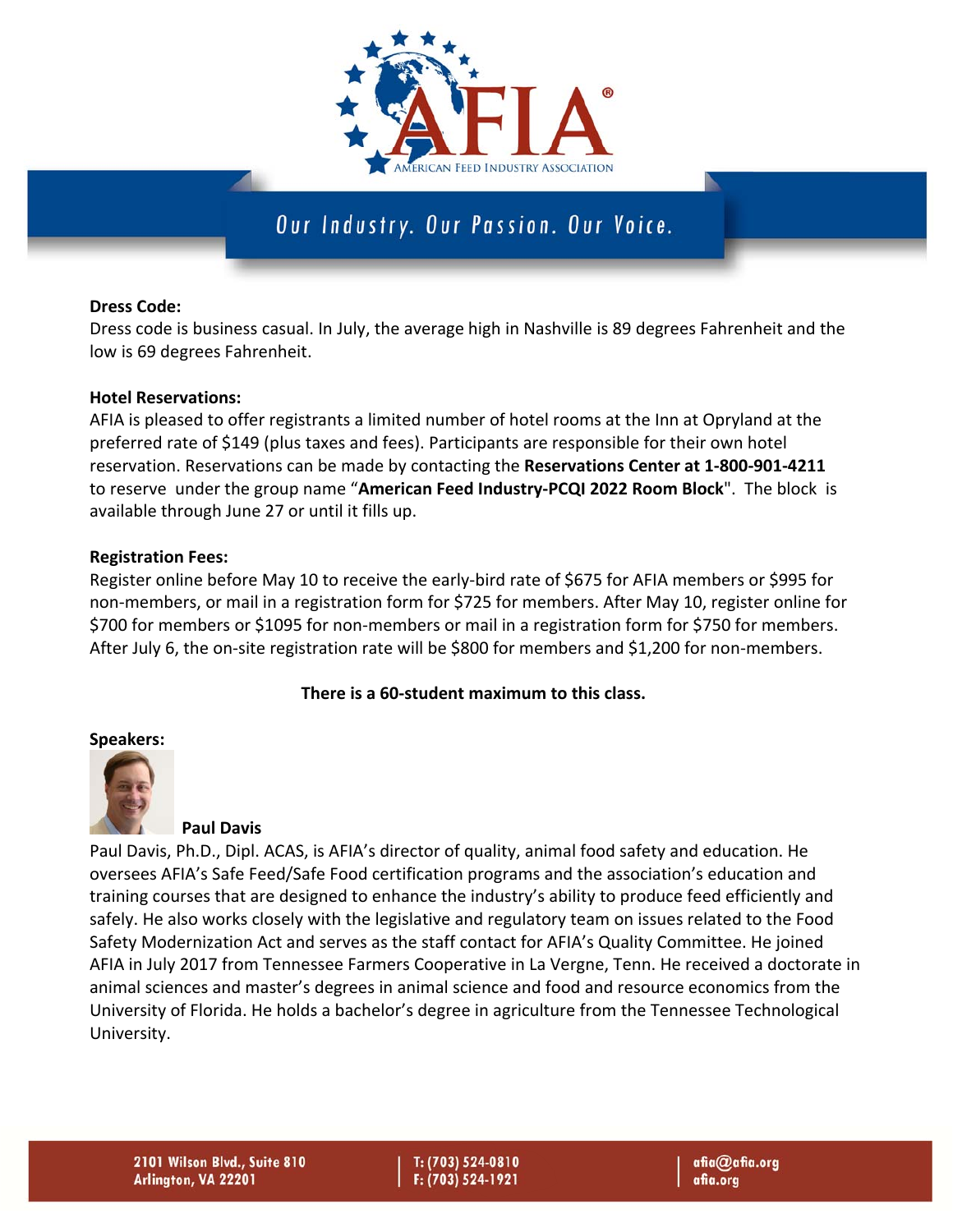**Dress Code:**
Dress code is business casual. In July, the average high in Nashville is 89 degrees Fahrenheit and the low is 69 degrees Fahrenheit.

**Hotel Reservations:**
AFIA is pleased to offer registrants a limited number of hotel rooms at the Inn at Opryland at the preferred rate of $149 (plus taxes and fees). Participants are responsible for their own hotel reservation. Reservations can be made by contacting the **Reservations Center at 1-800-901-4211** to reserve under the group name "**American Feed Industry-PCQI 2022 Room Block**". The block is available through June 27 or until it fills up.

**Registration Fees:**
Register online before May 10 to receive the early-bird rate of $675 for AFIA members or $995 for non-members, or mail in a registration form for $725 for members. After May 10, register online for $700 for members or $1095 for non-members or mail in a registration form for $750 for members. After July 6, the on-site registration rate will be $800 for members and $1,200 for non-members.

**There is a 60-student maximum to this class.**

**Speakers:**

**Paul Davis**

Paul Davis, Ph.D., Dipl. ACAS, is AFIA's director of quality, animal food safety and education. He oversees AFIA's Safe Feed/Safe Food certification programs and the association's education and training courses that are designed to enhance the industry's ability to produce feed efficiently and safely. He also works closely with the legislative and regulatory team on issues related to the Food Safety Modernization Act and serves as the staff contact for AFIA's Quality Committee. He joined AFIA in July 2017 from Tennessee Farmers Cooperative in La Vergne, Tenn. He received a doctorate in animal sciences and master's degrees in animal science and food and resource economics from the University of Florida. He holds a bachelor's degree in agriculture from the Tennessee Technological University.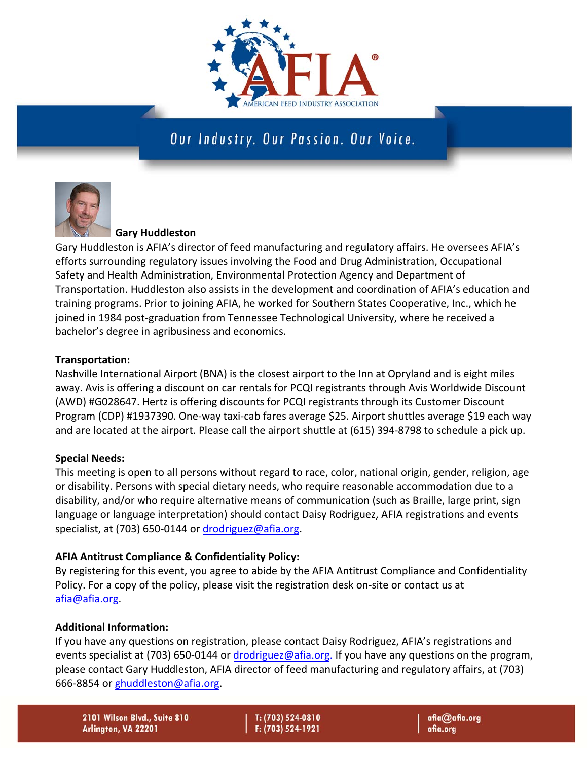**Gary Huddleston**

Gary Huddleston is AFIA's director of feed manufacturing and regulatory affairs. He oversees AFIA's efforts surrounding regulatory issues involving the Food and Drug Administration, Occupational Safety and Health Administration, Environmental Protection Agency and Department of Transportation. Huddleston also assists in the development and coordination of AFIA's education and training programs. Prior to joining AFIA, he worked for Southern States Cooperative, Inc., which he joined in 1984 post-graduation from Tennessee Technological University, where he received a bachelor's degree in agribusiness and economics.

**Transportation:**

Nashville International Airport (BNA) is the closest airport to the Inn at Opryland and is eight miles away. Avis is offering a discount on car rentals for PCQI registrants through Avis Worldwide Discount (AWD) #G028647. Hertz is offering discounts for PCQI registrants through its Customer Discount Program (CDP) #1937390. One-way taxi-cab fares average $25. Airport shuttles average $19 each way and are located at the airport. Please call the airport shuttle at (615) 394-8798 to schedule a pick up.

**Special Needs:**

This meeting is open to all persons without regard to race, color, national origin, gender, religion, age or disability. Persons with special dietary needs, who require reasonable accommodation due to a disability, and/or who require alternative means of communication (such as Braille, large print, sign language or language interpretation) should contact Daisy Rodriguez, AFIA registrations and events specialist, at (703) 650-0144 or drodriguez@afia.org.

**AFIA Antitrust Compliance & Confidentiality Policy:**

By registering for this event, you agree to abide by the AFIA Antitrust Compliance and Confidentiality Policy. For a copy of the policy, please visit the registration desk on-site or contact us at afia@afia.org.

**Additional Information:**

If you have any questions on registration, please contact Daisy Rodriguez, AFIA's registrations and events specialist at (703) 650-0144 or drodriguez@afia.org. If you have any questions on the program, please contact Gary Huddleston, AFIA director of feed manufacturing and regulatory affairs, at (703) 666-8854 or ghuddleston@afia.org.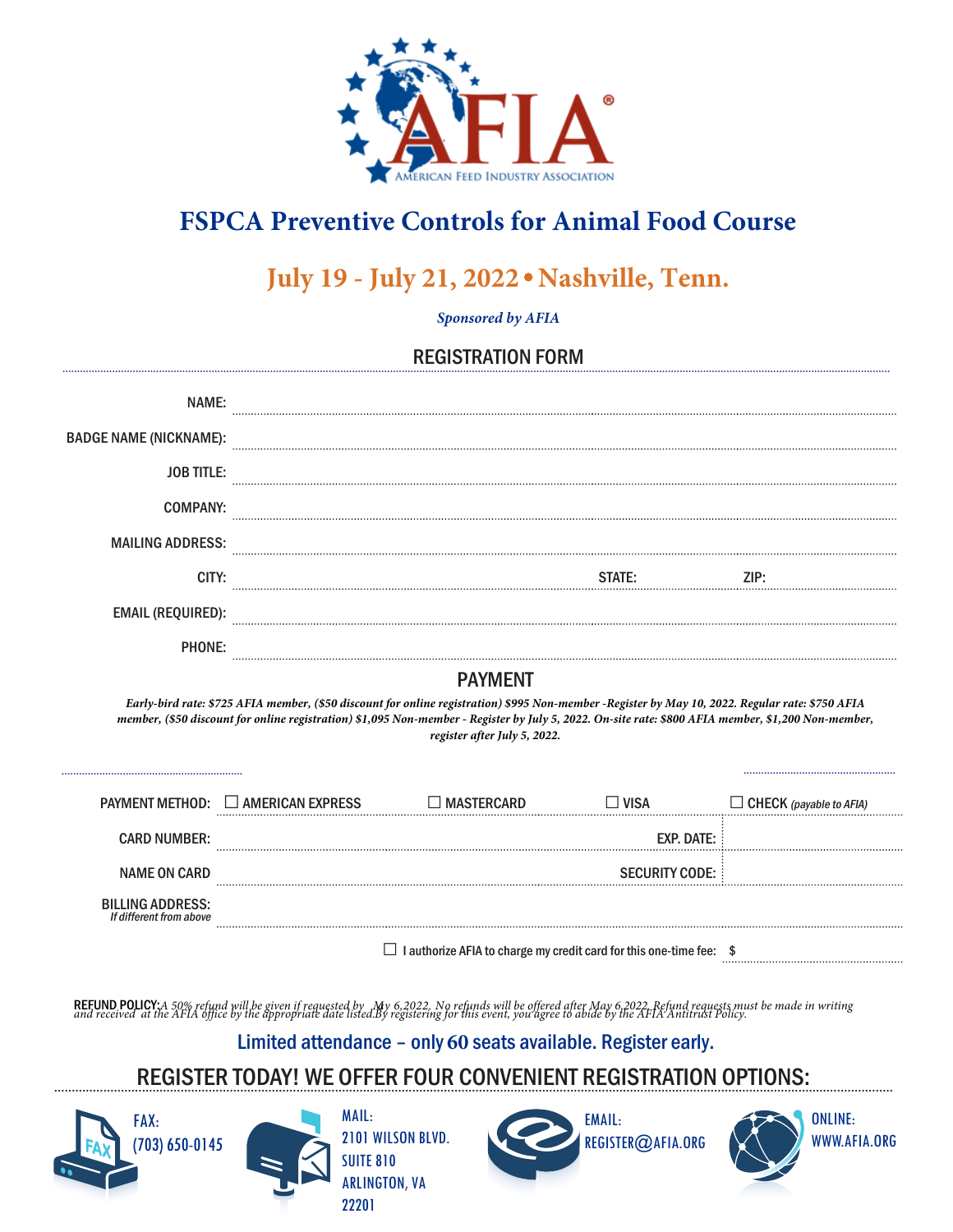AMERICAN FEED INDUSTRY ASSOCIATION

# FSPCA Preventive Controls for Animal Food Course

## July 19 - July 21, 2022 • Nashville, Tenn.

*Sponsored by AFIA*

## REGISTRATION FORM

NAME:

BADGE NAME (NICKNAME):

JOB TITLE:

COMPANY:

MAILING ADDRESS:

CITY: STATE: ZIP:

EMAIL (REQUIRED):

PHONE:

## PAYMENT

***Early-bird rate: $725 AFIA member, ($50 discount for online registration) $995 Non-member -Register by May 10, 2022. Regular rate: $750 AFIA member, ($50 discount for online registration) $1,095 Non-member - Register by July 5, 2022. On-site rate: $800 AFIA member, $1,200 Non-member, register after July 5, 2022.***

PAYMENT METHOD: ☐ AMERICAN EXPRESS ☐ MASTERCARD ☐ VISA ☐ CHECK *(payable to AFIA)*

CARD NUMBER: EXP. DATE:

NAME ON CARD SECURITY CODE:

BILLING ADDRESS: *If different from above*

☐ I authorize AFIA to charge my credit card for this one-time fee: $

**REFUND POLICY:** *A 50% refund will be given if requested by May 6,2022. No refunds will be offered after May 6,2022. Refund requests must be made in writing and received at the AFIA office by the appropriate date listed. By registering for this event, you agree to abide by the AFIA Antitrust Policy.*

**Limited attendance – only 60 seats available. Register early.**

## REGISTER TODAY! WE OFFER FOUR CONVENIENT REGISTRATION OPTIONS:

FAX: (703) 650-0145

MAIL: 2101 WILSON BLVD. SUITE 810 ARLINGTON, VA 22201

EMAIL: REGISTER@AFIA.ORG

ONLINE: WWW.AFIA.ORG